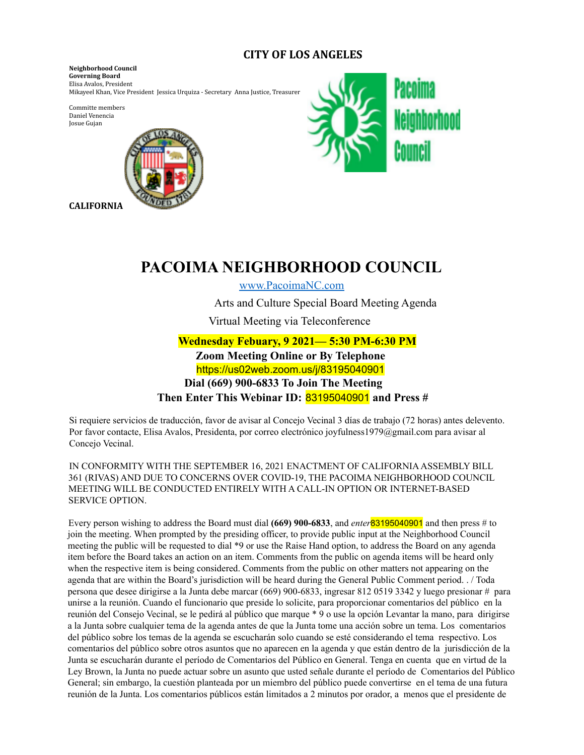**CITY OF LOS ANGELES**

**Neighborhood Council**
**Governing Board**
Elisa Avalos, President
Mikayeel Khan, Vice President Jessica Urquiza - Secretary Anna Justice, Treasurer

Committe members
Daniel Venencia
Josue Gujan

**CALIFORNIA**

Pacoima Neighborhood Council

# PACOIMA NEIGHBORHOOD COUNCIL

www.PacoimaNC.com

Arts and Culture Special Board Meeting Agenda

Virtual Meeting via Teleconference

**Wednesday Febuary, 9 2021— 5:30 PM-6:30 PM**

**Zoom Meeting Online or By Telephone**

https://us02web.zoom.us/j/83195040901

**Dial (669) 900-6833 To Join The Meeting**

**Then Enter This Webinar ID: 83195040901 and Press #**

Si requiere servicios de traducción, favor de avisar al Concejo Vecinal 3 días de trabajo (72 horas) antes delevento. Por favor contacte, Elisa Avalos, Presidenta, por correo electrónico joyfulness1979@gmail.com para avisar al Concejo Vecinal.

IN CONFORMITY WITH THE SEPTEMBER 16, 2021 ENACTMENT OF CALIFORNIA ASSEMBLY BILL 361 (RIVAS) AND DUE TO CONCERNS OVER COVID-19, THE PACOIMA NEIGHBORHOOD COUNCIL MEETING WILL BE CONDUCTED ENTIRELY WITH A CALL-IN OPTION OR INTERNET-BASED SERVICE OPTION.

Every person wishing to address the Board must dial **(669) 900-6833**, and *enter*83195040901 and then press # to join the meeting. When prompted by the presiding officer, to provide public input at the Neighborhood Council meeting the public will be requested to dial *9 or use the Raise Hand option, to address the Board on any agenda item before the Board takes an action on an item. Comments from the public on agenda items will be heard only when the respective item is being considered. Comments from the public on other matters not appearing on the agenda that are within the Board's jurisdiction will be heard during the General Public Comment period. . / Toda persona que desee dirigirse a la Junta debe marcar (669) 900-6833, ingresar 812 0519 3342 y luego presionar # para unirse a la reunión. Cuando el funcionario que preside lo solicite, para proporcionar comentarios del público en la reunión del Consejo Vecinal, se le pedirá al público que marque * 9 o use la opción Levantar la mano, para dirigirse a la Junta sobre cualquier tema de la agenda antes de que la Junta tome una acción sobre un tema. Los comentarios del público sobre los temas de la agenda se escucharán solo cuando se esté considerando el tema respectivo. Los comentarios del público sobre otros asuntos que no aparecen en la agenda y que están dentro de la jurisdicción de la Junta se escucharán durante el período de Comentarios del Público en General. Tenga en cuenta que en virtud de la Ley Brown, la Junta no puede actuar sobre un asunto que usted señale durante el período de Comentarios del Público General; sin embargo, la cuestión planteada por un miembro del público puede convertirse en el tema de una futura reunión de la Junta. Los comentarios públicos están limitados a 2 minutos por orador, a menos que el presidente de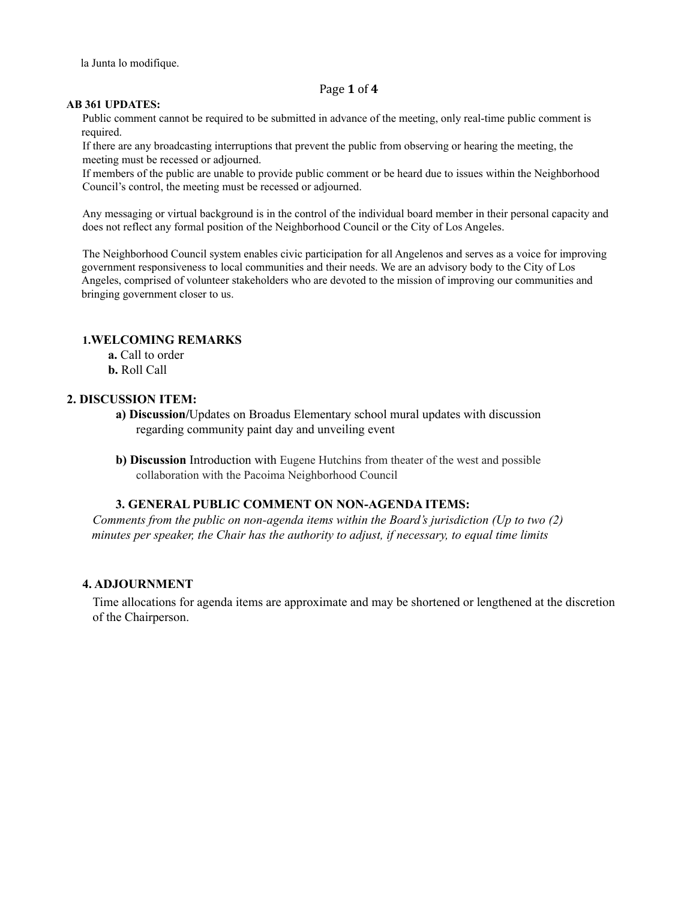la Junta lo modifique.

**AB 361 UPDATES:**

Public comment cannot be required to be submitted in advance of the meeting, only real-time public comment is required.

If there are any broadcasting interruptions that prevent the public from observing or hearing the meeting, the meeting must be recessed or adjourned.

If members of the public are unable to provide public comment or be heard due to issues within the Neighborhood Council's control, the meeting must be recessed or adjourned.

Any messaging or virtual background is in the control of the individual board member in their personal capacity and does not reflect any formal position of the Neighborhood Council or the City of Los Angeles.

The Neighborhood Council system enables civic participation for all Angelenos and serves as a voice for improving government responsiveness to local communities and their needs. We are an advisory body to the City of Los Angeles, comprised of volunteer stakeholders who are devoted to the mission of improving our communities and bringing government closer to us.

**1. WELCOMING REMARKS**

**a.** Call to order

**b.** Roll Call

**2. DISCUSSION ITEM:**

**a) Discussion/**Updates on Broadus Elementary school mural updates with discussion regarding community paint day and unveiling event

**b) Discussion** Introduction with Eugene Hutchins from theater of the west and possible collaboration with the Pacoima Neighborhood Council

**3. GENERAL PUBLIC COMMENT ON NON-AGENDA ITEMS:**

*Comments from the public on non-agenda items within the Board's jurisdiction (Up to two (2) minutes per speaker, the Chair has the authority to adjust, if necessary, to equal time limits*

**4. ADJOURNMENT**

Time allocations for agenda items are approximate and may be shortened or lengthened at the discretion of the Chairperson.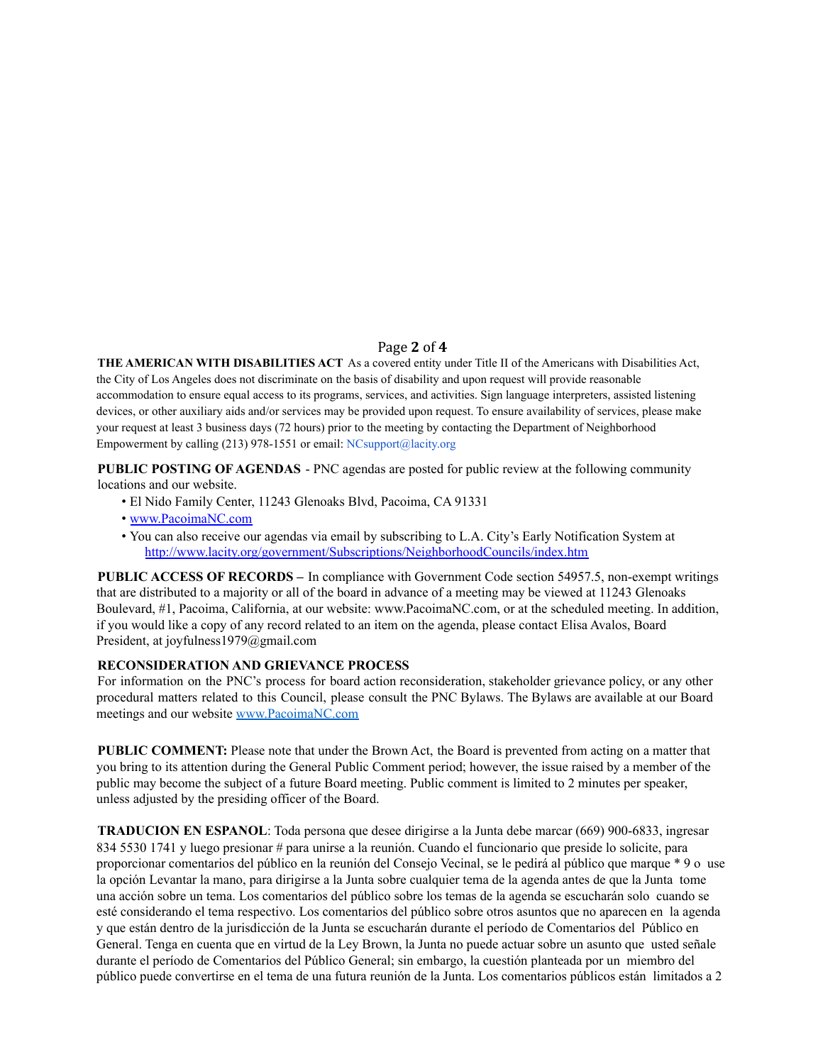**THE AMERICAN WITH DISABILITIES ACT** As a covered entity under Title II of the Americans with Disabilities Act, the City of Los Angeles does not discriminate on the basis of disability and upon request will provide reasonable accommodation to ensure equal access to its programs, services, and activities. Sign language interpreters, assisted listening devices, or other auxiliary aids and/or services may be provided upon request. To ensure availability of services, please make your request at least 3 business days (72 hours) prior to the meeting by contacting the Department of Neighborhood Empowerment by calling (213) 978-1551 or email: NCsupport@lacity.org

**PUBLIC POSTING OF AGENDAS** - PNC agendas are posted for public review at the following community locations and our website.

- El Nido Family Center, 11243 Glenoaks Blvd, Pacoima, CA 91331
- www.PacoimaNC.com
- You can also receive our agendas via email by subscribing to L.A. City's Early Notification System at http://www.lacity.org/government/Subscriptions/NeighborhoodCouncils/index.htm

**PUBLIC ACCESS OF RECORDS –** In compliance with Government Code section 54957.5, non-exempt writings that are distributed to a majority or all of the board in advance of a meeting may be viewed at 11243 Glenoaks Boulevard, #1, Pacoima, California, at our website: www.PacoimaNC.com, or at the scheduled meeting. In addition, if you would like a copy of any record related to an item on the agenda, please contact Elisa Avalos, Board President, at joyfulness1979@gmail.com

**RECONSIDERATION AND GRIEVANCE PROCESS**
For information on the PNC's process for board action reconsideration, stakeholder grievance policy, or any other procedural matters related to this Council, please consult the PNC Bylaws. The Bylaws are available at our Board meetings and our website www.PacoimaNC.com

**PUBLIC COMMENT:** Please note that under the Brown Act, the Board is prevented from acting on a matter that you bring to its attention during the General Public Comment period; however, the issue raised by a member of the public may become the subject of a future Board meeting. Public comment is limited to 2 minutes per speaker, unless adjusted by the presiding officer of the Board.

**TRADUCION EN ESPANOL**: Toda persona que desee dirigirse a la Junta debe marcar (669) 900-6833, ingresar 834 5530 1741 y luego presionar # para unirse a la reunión. Cuando el funcionario que preside lo solicite, para proporcionar comentarios del público en la reunión del Consejo Vecinal, se le pedirá al público que marque * 9 o use la opción Levantar la mano, para dirigirse a la Junta sobre cualquier tema de la agenda antes de que la Junta tome una acción sobre un tema. Los comentarios del público sobre los temas de la agenda se escucharán solo cuando se esté considerando el tema respectivo. Los comentarios del público sobre otros asuntos que no aparecen en la agenda y que están dentro de la jurisdicción de la Junta se escucharán durante el período de Comentarios del Público en General. Tenga en cuenta que en virtud de la Ley Brown, la Junta no puede actuar sobre un asunto que usted señale durante el período de Comentarios del Público General; sin embargo, la cuestión planteada por un miembro del público puede convertirse en el tema de una futura reunión de la Junta. Los comentarios públicos están limitados a 2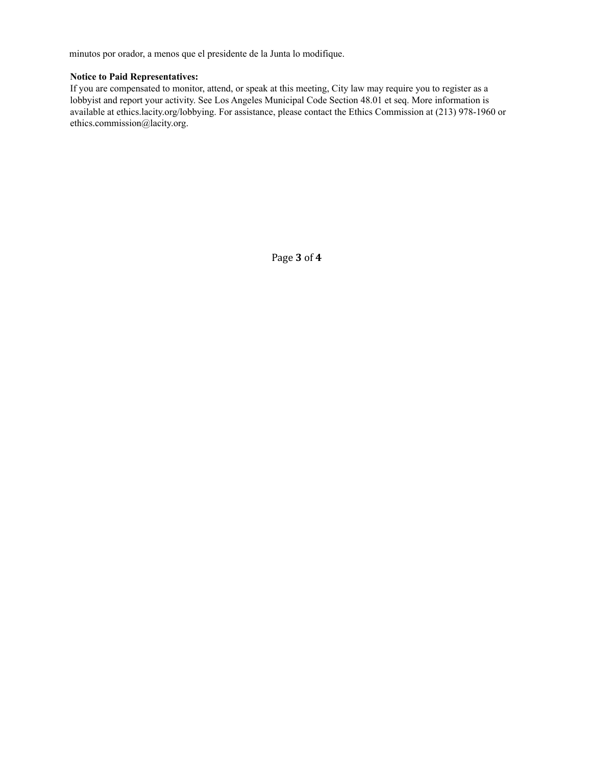minutos por orador, a menos que el presidente de la Junta lo modifique.

**Notice to Paid Representatives:**
If you are compensated to monitor, attend, or speak at this meeting, City law may require you to register as a lobbyist and report your activity. See Los Angeles Municipal Code Section 48.01 et seq. More information is available at ethics.lacity.org/lobbying. For assistance, please contact the Ethics Commission at (213) 978-1960 or ethics.commission@lacity.org.